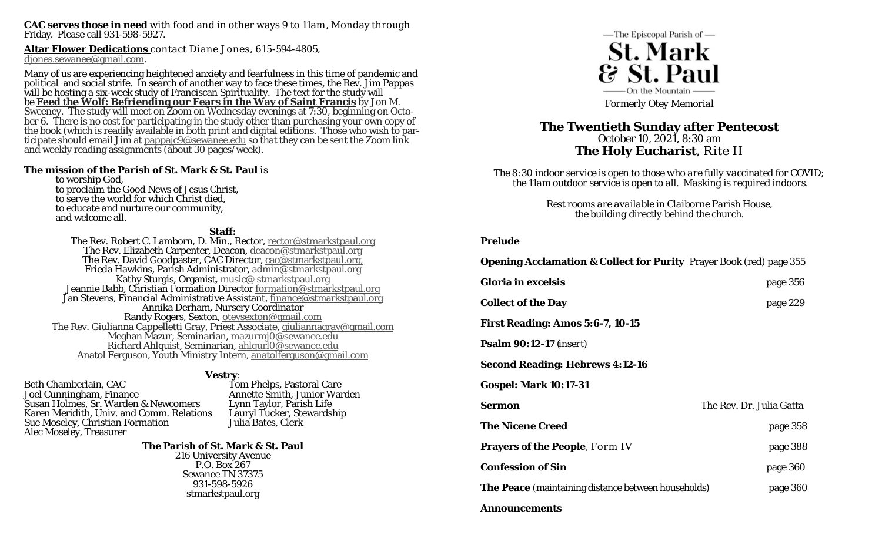**CAC serves those in need** with food and in other ways 9 to 11am, Monday through Friday. Please call 931-598-5927.

**Altar Flower Dedications** contact Diane Jones, 615-594-4805, djones.sewanee@gmail.com.

Many of us are experiencing heightened anxiety and fearfulness in this time of pandemic and political and social strife. In search of another way to face these times, the Rev. Jim Pappas will be hosting a six-week study of Franciscan Spirituality. The text for the study will be **Feed the Wolf: Befriending our Fears in the Way of Saint Francis** by Jon M. Sweeney. The study will meet on Zoom on Wednesday evenings at 7:30, beginning on October 6. There is no cost for participating in the study other than purchasing your own copy of the book (which is readily available in both print and digital editions. Those who wish to participate should email Jim at pappajc9@sewanee.edu so that they can be sent the Zoom link and weekly reading assignments (about 30 pages/week).

**The mission of the Parish of St. Mark & St. Paul** is
- to worship God,
- to proclaim the Good News of Jesus Christ,
- to serve the world for which Christ died,
- to educate and nurture our community,
- and welcome all.

**Staff:**

The Rev. Robert C. Lamborn, D. Min., Rector, rector@stmarkstpaul.org
The Rev. Elizabeth Carpenter, Deacon, deacon@stmarkstpaul.org
The Rev. David Goodpaster, CAC Director, cac@stmarkstpaul.org,
Frieda Hawkins, Parish Administrator, admin@stmarkstpaul.org
Kathy Sturgis, Organist, music@ stmarkstpaul.org
Jeannie Babb, Christian Formation Director formation@stmarkstpaul.org
Jan Stevens, Financial Administrative Assistant, finance@stmarkstpaul.org
Annika Derham, Nursery Coordinator
Randy Rogers, Sexton, oteysexton@gmail.com
The Rev. Giulianna Cappelletti Gray, Priest Associate, giuliannagray@gmail.com
Meghan Mazur, Seminarian, mazurmj0@sewanee.edu
Richard Ahlquist, Seminarian, ahlqurl0@sewanee.edu
Anatol Ferguson, Youth Ministry Intern, anatolferguson@gmail.com

**Vestry**:

Beth Chamberlain, CAC
Joel Cunningham, Finance
Susan Holmes, Sr. Warden & Newcomers
Karen Meridith, Univ. and Comm. Relations
Sue Moseley, Christian Formation
Alec Moseley, Treasurer
Tom Phelps, Pastoral Care
Annette Smith, Junior Warden
Lynn Taylor, Parish Life
Lauryl Tucker, Stewardship
Julia Bates, Clerk

**The Parish of St. Mark & St. Paul**
216 University Avenue
P.O. Box 267
Sewanee TN 37375
931-598-5926
stmarkstpaul.org

—The Episcopal Parish of —
# St. Mark & St. Paul
—On the Mountain —

Formerly Otey Memorial

## The Twentieth Sunday after Pentecost
October 10, 2021, 8:30 am
## The Holy Eucharist, Rite II

*The 8:30 indoor service is open to those who are fully vaccinated for COVID; the 11am outdoor service is open to all. Masking is required indoors.*

*Rest rooms are available in Claiborne Parish House, the building directly behind the church.*

**Prelude**

**Opening Acclamation & Collect for Purity** Prayer Book (red) page 355

**Gloria in excelsis** page 356

**Collect of the Day** page 229

**First Reading: Amos 5:6-7, 10-15**

**Psalm 90:12-17** (insert)

**Second Reading: Hebrews 4:12-16**

**Gospel: Mark 10:17-31**

**Sermon** The Rev. Dr. Julia Gatta

**The Nicene Creed** page 358

**Prayers of the People**, Form IV page 388

**Confession of Sin** page 360

**The Peace** (maintaining distance between households) page 360

**Announcements**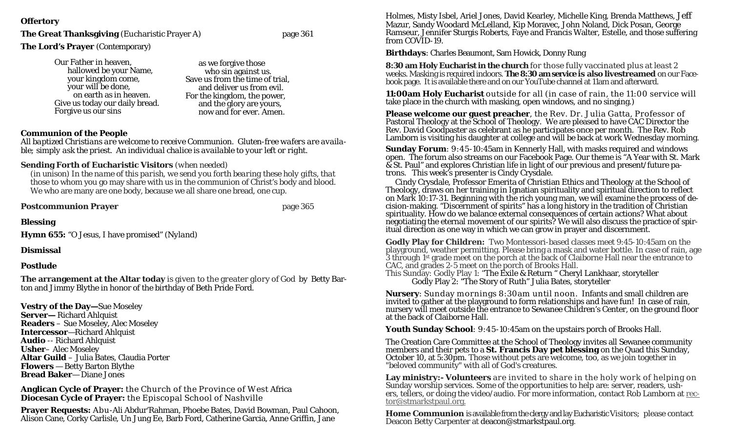**Offertory**

**The Great Thanksgiving** (*Eucharistic Prayer A*) page 361

**The Lord's Prayer** (Contemporary)

Our Father in heaven,
hallowed be your Name,
your kingdom come,
your will be done,
on earth as in heaven.
Give us today our daily bread.
Forgive us our sins
as we forgive those
who sin against us.
Save us from the time of trial,
and deliver us from evil.
For the kingdom, the power,
and the glory are yours,
now and for ever. Amen.

**Communion of the People**
*All baptized Christians are welcome to receive Communion. Gluten-free wafers are available; simply ask the priest. An individual chalice is available to your left or right.*

**Sending Forth of Eucharistic Visitors** (when needed)
*(in unison) In the name of this parish, we send you forth bearing these holy gifts, that those to whom you go may share with us in the communion of Christ's body and blood. We who are many are one body, because we all share one bread, one cup.*

**Postcommunion Prayer** page 365

**Blessing**

**Hymn 655:** "O Jesus, I have promised" (*Nyland*)

**Dismissal**

**Postlude**

**The arrangement at the Altar today** *is given to the greater glory of God* by Betty Barton and Jimmy Blythe in honor of the birthday of Beth Pride Ford.

**Vestry of the Day—**Sue Moseley
**Server—** Richard Ahlquist
**Readers** – Sue Moseley, Alec Moseley
**Intercessor**—Richard Ahlquist
**Audio** -- Richard Ahlquist
**Usher**– Alec Moseley
**Altar Guild** – Julia Bates, Claudia Porter
**Flowers** — Betty Barton Blythe
**Bread Baker**— Diane Jones

**Anglican Cycle of Prayer:** the Church of the Province of West Africa
**Diocesan Cycle of Prayer:** the Episcopal School of Nashville

**Prayer Requests:** Abu-Ali Abdur'Rahman, Phoebe Bates, David Bowman, Paul Cahoon, Alison Cane, Corky Carlisle, Un Jung Ee, Barb Ford, Catherine Garcia, Anne Griffin, Jane Holmes, Misty Isbel, Ariel Jones, David Kearley, Michelle King, Brenda Matthews, Jeff Mazur, Sandy Woodard McLelland, Kip Moravec, John Noland, Dick Posan, George Ramseur, Jennifer Sturgis Roberts, Faye and Francis Walter, Estelle, and those suffering from COVID-19.

**Birthdays**: Charles Beaumont, Sam Howick, Donny Rung

**8:30 am Holy Eucharist in the church** for those fully vaccinated plus at least 2 weeks. Masking is required indoors. **The 8:30 am service is also livestreamed** on our Facebook page. It is available there and on our YouTube channel at 11am and afterward.

**11:00am Holy Eucharist** outside for all (in case of rain, the 11:00 service will take place in the church with masking, open windows, and no singing.)

**Please welcome our guest preacher**, the Rev. Dr. Julia Gatta, Professor of Pastoral Theology at the School of Theology. We are pleased to have CAC Director the Rev. David Goodpaster as celebrant as he participates once per month. The Rev. Rob Lamborn is visiting his daughter at college and will be back at work Wednesday morning.

**Sunday Forum**: 9:45-10:45am in Kennerly Hall, with masks required and windows open. The forum also streams on our Facebook Page. Our theme is "A Year with St. Mark & St. Paul" and explores Christian life in light of our previous and present/future patrons. This week's presenter is Cindy Crysdale.

Cindy Crysdale, Professor Emerita of Christian Ethics and Theology at the School of Theology, draws on her training in Ignatian spirituality and spiritual direction to reflect on Mark 10:17-31. Beginning with the rich young man, we will examine the process of decision-making. "Discernment of spirits" has a long history in the tradition of Christian spirituality. How do we balance external consequences of certain actions? What about negotiating the eternal movement of our spirits? We will also discuss the practice of spiritual direction as one way in which we can grow in prayer and discernment.

**Godly Play for Children:** Two Montessori-based classes meet 9:45-10:45am on the playground, weather permitting. Please bring a mask and water bottle. In case of rain, age 3 through 1st grade meet on the porch at the back of Claiborne Hall near the entrance to CAC, and grades 2-5 meet on the porch of Brooks Hall.
This Sunday: Godly Play 1: "The Exile & Return " Cheryl Lankhaar, storyteller
Godly Play 2: "The Story of Ruth" Julia Bates, storyteller

**Nursery**: Sunday mornings 8:30am until noon. Infants and small children are invited to gather at the playground to form relationships and have fun! In case of rain, nursery will meet outside the entrance to Sewanee Children's Center, on the ground floor at the back of Claiborne Hall.

**Youth Sunday School**: 9:45-10:45am on the upstairs porch of Brooks Hall.

The Creation Care Committee at the School of Theology invites all Sewanee community members and their pets to a **St. Francis Day pet blessing** on the Quad this Sunday, October 10, at 5:30pm. Those without pets are welcome, too, as we join together in "beloved community" with all of God's creatures.

**Lay ministry:- Volunteers** are invited to share in the holy work of helping on Sunday worship services. Some of the opportunities to help are: server, readers, ushers, tellers, or doing the video/audio. For more information, contact Rob Lamborn at rector@stmarkstpaul.org.

**Home Communion** is available from the clergy and lay Eucharistic Visitors; please contact Deacon Betty Carpenter at deacon@stmarkstpaul.org.